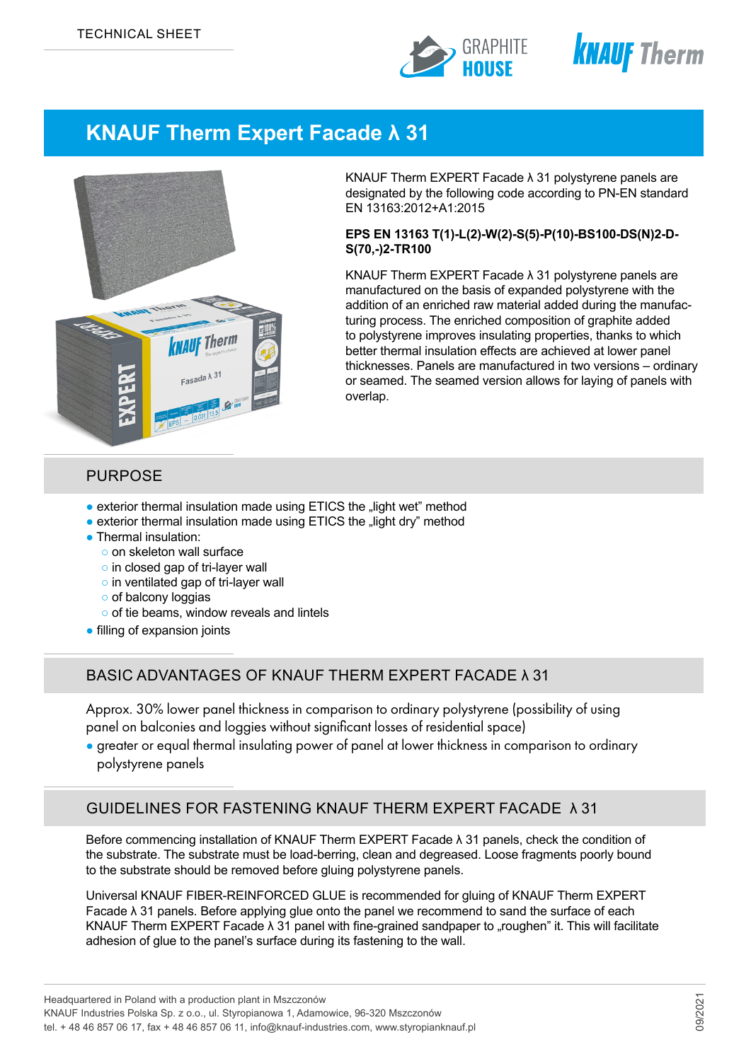TECHNICAL SHEET

# KNAUF Therm Expert Facade λ 31

KNAUF Therm EXPERT Facade λ 31 polystyrene panels are designated by the following code according to PN-EN standard EN 13163:2012+A1:2015

**EPS EN 13163 T(1)-L(2)-W(2)-S(5)-P(10)-BS100-DS(N)2-D-S(70,-)2-TR100**

KNAUF Therm EXPERT Facade λ 31 polystyrene panels are manufactured on the basis of expanded polystyrene with the addition of an enriched raw material added during the manufacturing process. The enriched composition of graphite added to polystyrene improves insulating properties, thanks to which better thermal insulation effects are achieved at lower panel thicknesses. Panels are manufactured in two versions – ordinary or seamed. The seamed version allows for laying of panels with overlap.

## PURPOSE

- exterior thermal insulation made using ETICS the „light wet" method
- exterior thermal insulation made using ETICS the „light dry" method
- Thermal insulation:
  - on skeleton wall surface
  - in closed gap of tri-layer wall
  - in ventilated gap of tri-layer wall
  - of balcony loggias
  - of tie beams, window reveals and lintels
- filling of expansion joints

## BASIC ADVANTAGES OF KNAUF THERM EXPERT FACADE λ 31

Approx. 30% lower panel thickness in comparison to ordinary polystyrene (possibility of using panel on balconies and loggies without significant losses of residential space)

- greater or equal thermal insulating power of panel at lower thickness in comparison to ordinary polystyrene panels

## GUIDELINES FOR FASTENING KNAUF THERM EXPERT FACADE λ 31

Before commencing installation of KNAUF Therm EXPERT Facade λ 31 panels, check the condition of the substrate. The substrate must be load-berring, clean and degreased. Loose fragments poorly bound to the substrate should be removed before gluing polystyrene panels.

Universal KNAUF FIBER-REINFORCED GLUE is recommended for gluing of KNAUF Therm EXPERT Facade λ 31 panels. Before applying glue onto the panel we recommend to sand the surface of each KNAUF Therm EXPERT Facade λ 31 panel with fine-grained sandpaper to „roughen" it. This will facilitate adhesion of glue to the panel's surface during its fastening to the wall.

Headquartered in Poland with a production plant in Mszczonów
KNAUF Industries Polska Sp. z o.o., ul. Styropianowa 1, Adamowice, 96-320 Mszczonów
tel. + 48 46 857 06 17, fax + 48 46 857 06 11, info@knauf-industries.com, www.styropianknauf.pl

09/2021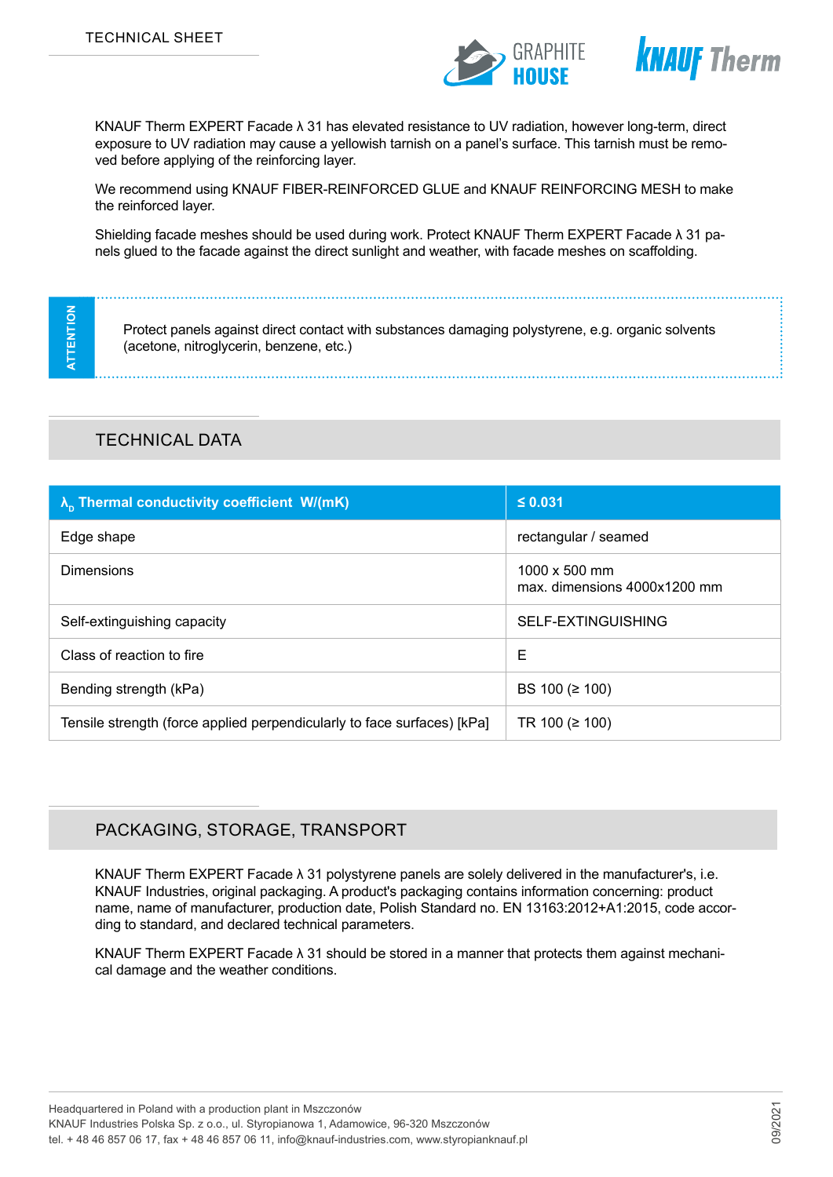KNAUF Therm EXPERT Facade λ 31 has elevated resistance to UV radiation, however long-term, direct exposure to UV radiation may cause a yellowish tarnish on a panel's surface. This tarnish must be removed before applying of the reinforcing layer.

We recommend using KNAUF FIBER-REINFORCED GLUE and KNAUF REINFORCING MESH to make the reinforced layer.

Shielding facade meshes should be used during work. Protect KNAUF Therm EXPERT Facade λ 31 panels glued to the facade against the direct sunlight and weather, with facade meshes on scaffolding.

**ATTENTION**

Protect panels against direct contact with substances damaging polystyrene, e.g. organic solvents (acetone, nitroglycerin, benzene, etc.)

## TECHNICAL DATA

| $\lambda_D$ **Thermal conductivity coefficient W/(mK)** | **≤ 0.031** |
|---|---|
| Edge shape | rectangular / seamed |
| Dimensions | 1000 x 500 mm<br>max. dimensions 4000x1200 mm |
| Self-extinguishing capacity | SELF-EXTINGUISHING |
| Class of reaction to fire | E |
| Bending strength (kPa) | BS 100 (≥ 100) |
| Tensile strength (force applied perpendicularly to face surfaces) [kPa] | TR 100 (≥ 100) |

## PACKAGING, STORAGE, TRANSPORT

KNAUF Therm EXPERT Facade λ 31 polystyrene panels are solely delivered in the manufacturer's, i.e. KNAUF Industries, original packaging. A product's packaging contains information concerning: product name, name of manufacturer, production date, Polish Standard no. EN 13163:2012+A1:2015, code according to standard, and declared technical parameters.

KNAUF Therm EXPERT Facade λ 31 should be stored in a manner that protects them against mechanical damage and the weather conditions.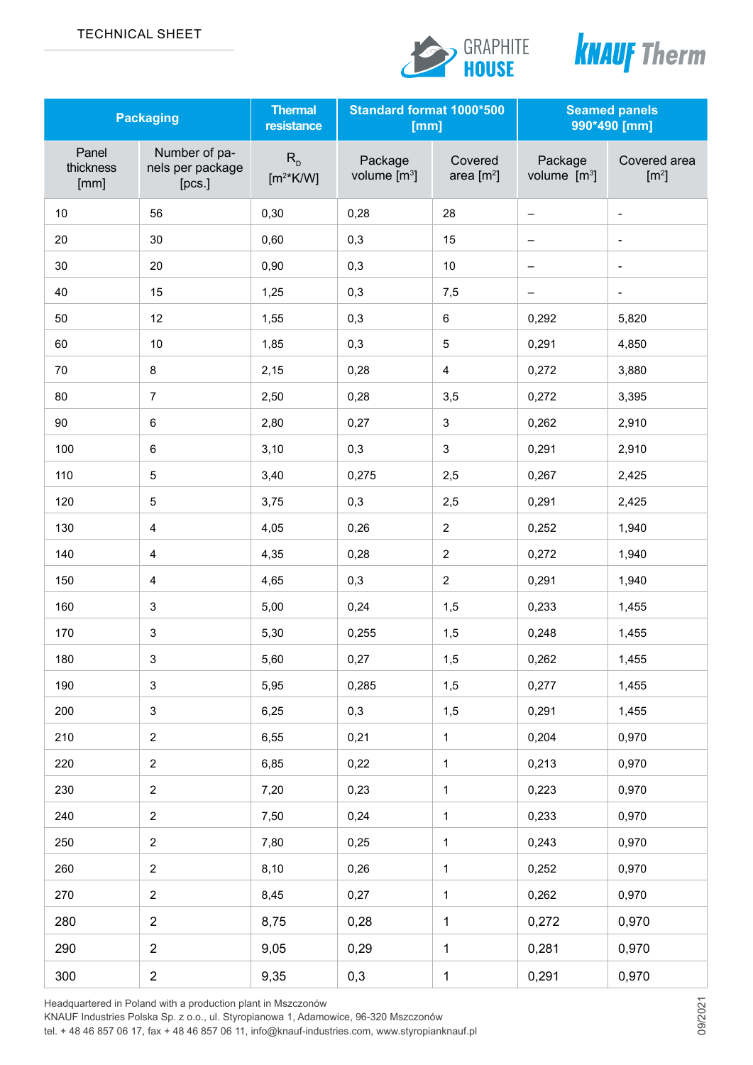TECHNICAL SHEET

GRAPHITE HOUSE

KNAUF Therm

| Packaging | | Thermal resistance | Standard format 1000*500 [mm] | | Seamed panels 990*490 [mm] | |
|---|---|---|---|---|---|---|
| Panel thickness [mm] | Number of panels per package [pcs.] | $R_D$ [m²*K/W] | Package volume [m³] | Covered area [m²] | Package volume [m³] | Covered area [m²] |
| 10 | 56 | 0,30 | 0,28 | 28 | – | - |
| 20 | 30 | 0,60 | 0,3 | 15 | – | - |
| 30 | 20 | 0,90 | 0,3 | 10 | – | - |
| 40 | 15 | 1,25 | 0,3 | 7,5 | – | - |
| 50 | 12 | 1,55 | 0,3 | 6 | 0,292 | 5,820 |
| 60 | 10 | 1,85 | 0,3 | 5 | 0,291 | 4,850 |
| 70 | 8 | 2,15 | 0,28 | 4 | 0,272 | 3,880 |
| 80 | 7 | 2,50 | 0,28 | 3,5 | 0,272 | 3,395 |
| 90 | 6 | 2,80 | 0,27 | 3 | 0,262 | 2,910 |
| 100 | 6 | 3,10 | 0,3 | 3 | 0,291 | 2,910 |
| 110 | 5 | 3,40 | 0,275 | 2,5 | 0,267 | 2,425 |
| 120 | 5 | 3,75 | 0,3 | 2,5 | 0,291 | 2,425 |
| 130 | 4 | 4,05 | 0,26 | 2 | 0,252 | 1,940 |
| 140 | 4 | 4,35 | 0,28 | 2 | 0,272 | 1,940 |
| 150 | 4 | 4,65 | 0,3 | 2 | 0,291 | 1,940 |
| 160 | 3 | 5,00 | 0,24 | 1,5 | 0,233 | 1,455 |
| 170 | 3 | 5,30 | 0,255 | 1,5 | 0,248 | 1,455 |
| 180 | 3 | 5,60 | 0,27 | 1,5 | 0,262 | 1,455 |
| 190 | 3 | 5,95 | 0,285 | 1,5 | 0,277 | 1,455 |
| 200 | 3 | 6,25 | 0,3 | 1,5 | 0,291 | 1,455 |
| 210 | 2 | 6,55 | 0,21 | 1 | 0,204 | 0,970 |
| 220 | 2 | 6,85 | 0,22 | 1 | 0,213 | 0,970 |
| 230 | 2 | 7,20 | 0,23 | 1 | 0,223 | 0,970 |
| 240 | 2 | 7,50 | 0,24 | 1 | 0,233 | 0,970 |
| 250 | 2 | 7,80 | 0,25 | 1 | 0,243 | 0,970 |
| 260 | 2 | 8,10 | 0,26 | 1 | 0,252 | 0,970 |
| 270 | 2 | 8,45 | 0,27 | 1 | 0,262 | 0,970 |
| 280 | 2 | 8,75 | 0,28 | 1 | 0,272 | 0,970 |
| 290 | 2 | 9,05 | 0,29 | 1 | 0,281 | 0,970 |
| 300 | 2 | 9,35 | 0,3 | 1 | 0,291 | 0,970 |

Headquartered in Poland with a production plant in Mszczonów
KNAUF Industries Polska Sp. z o.o., ul. Styropianowa 1, Adamowice, 96-320 Mszczonów
tel. + 48 46 857 06 17, fax + 48 46 857 06 11, info@knauf-industries.com, www.styropianknauf.pl

09/2021